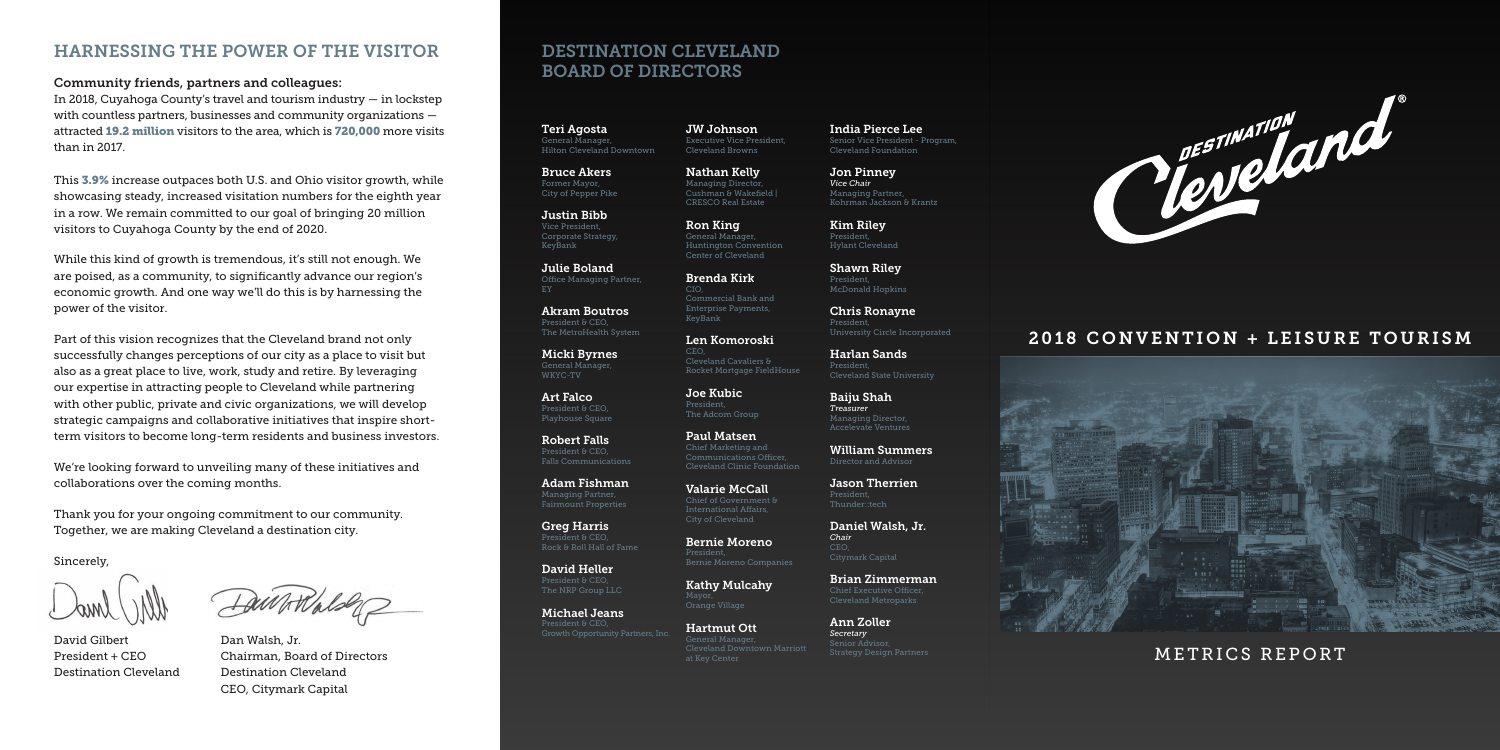## HARNESSING THE POWER OF THE VISITOR

**Community friends, partners and colleagues:**

In 2018, Cuyahoga County's travel and tourism industry — in lockstep with countless partners, businesses and community organizations — attracted **19.2 million** visitors to the area, which is **720,000** more visits than in 2017.

This **3.9%** increase outpaces both U.S. and Ohio visitor growth, while showcasing steady, increased visitation numbers for the eighth year in a row. We remain committed to our goal of bringing 20 million visitors to Cuyahoga County by the end of 2020.

While this kind of growth is tremendous, it's still not enough. We are poised, as a community, to significantly advance our region's economic growth. And one way we'll do this is by harnessing the power of the visitor.

Part of this vision recognizes that the Cleveland brand not only successfully changes perceptions of our city as a place to visit but also as a great place to live, work, study and retire. By leveraging our expertise in attracting people to Cleveland while partnering with other public, private and civic organizations, we will develop strategic campaigns and collaborative initiatives that inspire short-term visitors to become long-term residents and business investors.

We're looking forward to unveiling many of these initiatives and collaborations over the coming months.

Thank you for your ongoing commitment to our community. Together, we are making Cleveland a destination city.

Sincerely,

David Gilbert
President + CEO
Destination Cleveland

Dan Walsh, Jr.
Chairman, Board of Directors
Destination Cleveland
CEO, Citymark Capital

## DESTINATION CLEVELAND BOARD OF DIRECTORS

**Teri Agosta**
General Manager,
Hilton Cleveland Downtown

**Bruce Akers**
Former Mayor,
City of Pepper Pike

**Justin Bibb**
Vice President,
Corporate Strategy,
KeyBank

**Julie Boland**
Office Managing Partner,
EY

**Akram Boutros**
President & CEO,
The MetroHealth System

**Micki Byrnes**
General Manager,
WKYC-TV

**Art Falco**
President & CEO,
Playhouse Square

**Robert Falls**
President & CEO,
Falls Communications

**Adam Fishman**
Managing Partner,
Fairmount Properties

**Greg Harris**
President & CEO,
Rock & Roll Hall of Fame

**David Heller**
President & CEO,
The NRP Group LLC

**Michael Jeans**
President & CEO,
Growth Opportunity Partners, Inc.

**JW Johnson**
Executive Vice President,
Cleveland Browns

**Nathan Kelly**
Managing Director,
Cushman & Wakefield | CRESCO Real Estate

**Ron King**
General Manager,
Huntington Convention Center of Cleveland

**Brenda Kirk**
CIO,
Commercial Bank and Enterprise Payments,
KeyBank

**Len Komoroski**
CEO,
Cleveland Cavaliers & Rocket Mortgage FieldHouse

**Joe Kubic**
President,
The Adcom Group

**Paul Matsen**
Chief Marketing and Communications Officer,
Cleveland Clinic Foundation

**Valarie McCall**
Chief of Government & International Affairs,
City of Cleveland

**Bernie Moreno**
President,
Bernie Moreno Companies

**Kathy Mulcahy**
Mayor,
Orange Village

**Hartmut Ott**
General Manager,
Cleveland Downtown Marriott at Key Center

**India Pierce Lee**
Senior Vice President - Program,
Cleveland Foundation

**Jon Pinney**
*Vice Chair*
Managing Partner,
Kohrman Jackson & Krantz

**Kim Riley**
President,
Hylant Cleveland

**Shawn Riley**
President,
McDonald Hopkins

**Chris Ronayne**
President,
University Circle Incorporated

**Harlan Sands**
President,
Cleveland State University

**Baiju Shah**
*Treasurer*
Managing Director,
Accelevate Ventures

**William Summers**
Director and Advisor

**Jason Therrien**
President,
Thunder::tech

**Daniel Walsh, Jr.**
*Chair*
CEO,
Citymark Capital

**Brian Zimmerman**
Chief Executive Officer,
Cleveland Metroparks

**Ann Zoller**
*Secretary*
Senior Advisor,
Strategy Design Partners

Destination Cleveland®

# 2018 CONVENTION + LEISURE TOURISM

## METRICS REPORT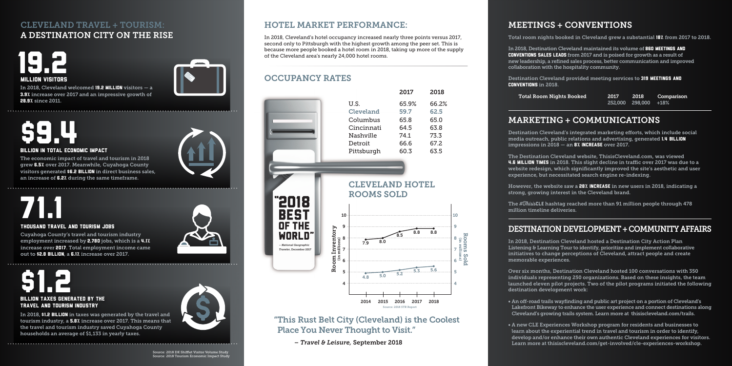## CLEVELAND TRAVEL + TOURISM:
## A DESTINATION CITY ON THE RISE

# 19.2

**MILLION VISITORS**

In 2018, Cleveland welcomed **19.2 MILLION** visitors — a **3.9%** increase over 2017 and an impressive growth of **28.9%** since 2011.

# $9.4

**BILLION IN TOTAL ECONOMIC IMPACT**

The economic impact of travel and tourism in 2018 grew **6.5%** over 2017. Meanwhile, Cuyahoga County visitors generated **$6.2 BILLION** in direct business sales, an increase of **6.2%** during the same timeframe.

# 71.1

**THOUSAND TRAVEL AND TOURISM JOBS**

Cuyahoga County's travel and tourism industry employment increased by **2,780** jobs, which is a **4.1%** increase over **2017**. Total employment income came out to **$2.8 BILLION**, a **6.1%** increase over 2017.

# $1.2

**BILLION TAXES GENERATED BY THE TRAVEL AND TOURISM INDUSTRY**

In 2018, **$1.2 BILLION** in taxes was generated by the travel and tourism industry, a **5.8%** increase over 2017. This means that the travel and tourism industry saved Cuyahoga County households an average of $1,133 in yearly taxes.

Source: 2018 DK Shifflet Visitor Volume Study
Source: 2018 Tourism Economic Impact Study

## HOTEL MARKET PERFORMANCE:

In 2018, Cleveland's hotel occupancy increased nearly three points versus 2017, second only to Pittsburgh with the highest growth among the peer set. This is because more people booked a hotel room in 2018, taking up more of the supply of the Cleveland area's nearly 24,000 hotel rooms.

## OCCUPANCY RATES

| | 2017 | 2018 |
|---|---|---|
| U.S. | 65.9% | 66.2% |
| Cleveland | 59.7 | 62.5 |
| Columbus | 65.8 | 65.0 |
| Cincinnati | 64.5 | 63.8 |
| Nashville | 74.1 | 73.3 |
| Detroit | 66.6 | 67.2 |
| Pittsburgh | 60.3 | 63.5 |

"2018 BEST OF THE WORLD"
– *National Geographic Traveler*, December 2017

## CLEVELAND HOTEL ROOMS SOLD

Room Inventory (in millions)
Rooms Sold (in millions)
7.9
8.0
8.5
8.8
8.8
4.8
5.0
5.2
5.3
5.6
2014 2015 2016 2017 2018
Source: 2018 STR Report

"This Rust Belt City (Cleveland) is the Coolest Place You Never Thought to Visit."

– *Travel & Leisure,* September 2018

## MEETINGS + CONVENTIONS

Total room nights booked in Cleveland grew a substantial 18% from 2017 to 2018.

In 2018, Destination Cleveland maintained its volume of **860 MEETINGS AND CONVENTIONS SALES LEADS** from 2017 and is poised for growth as a result of new leadership, a refined sales process, better communication and improved collaboration with the hospitality community.

Destination Cleveland provided meeting services to **319 MEETINGS AND CONVENTIONS** in 2018.

| | 2017 | 2018 | Comparison |
|---|---|---|---|
| Total Room Nights Booked | 252,000 | 298,000 | +18% |

## MARKETING + COMMUNICATIONS

Destination Cleveland's integrated marketing efforts, which include social media outreach, public relations and advertising, generated **1.4 BILLION** impressions in 2018 — an **8% INCREASE** over 2017.

The Destination Cleveland website, ThisisCleveland.com, was viewed **4.6 MILLION TIMES** in 2018. This slight decline in traffic over 2017 was due to a website redesign, which significantly improved the site's aesthetic and user experience, but necessitated search engine re-indexing.

However, the website saw a **28% INCREASE** in new users in 2018, indicating a strong, growing interest in the Cleveland brand.

The #*ThisisCLE* hashtag reached more than 91 million people through 478 million timeline deliveries.

## DESTINATION DEVELOPMENT + COMMUNITY AFFAIRS

In 2018, Destination Cleveland hosted a Destination City Action Plan Listening & Learning Tour to identify, prioritize and implement collaborative initiatives to change perceptions of Cleveland, attract people and create memorable experiences.

Over six months, Destination Cleveland hosted 100 conversations with 350 individuals representing 250 organizations. Based on these insights, the team launched eleven pilot projects. Two of the pilot programs initiated the following destination development work:

- An off-road trails wayfinding and public art project on a portion of Cleveland's Lakefront Bikeway to enhance the user experience and connect destinations along Cleveland's growing trails system. Learn more at thisiscleveland.com/trails.
- A new CLE Experiences Workshop program for residents and businesses to learn about the experiential trend in travel and tourism in order to identify, develop and/or enhance their own authentic Cleveland experiences for visitors. Learn more at thisiscleveland.com/get-involved/cle-experiences-workshop.